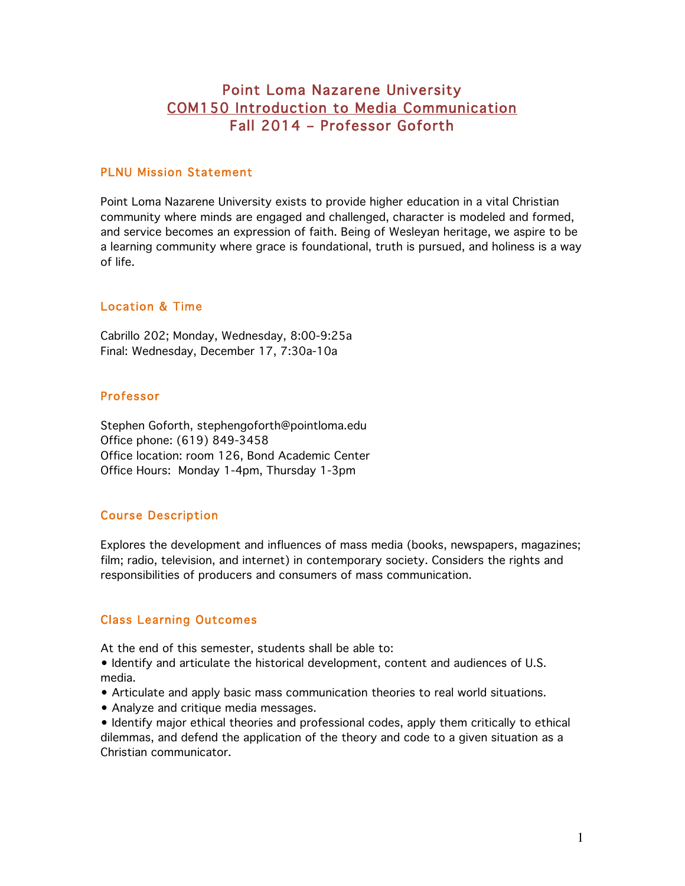# Point Loma Nazarene University
## COM150 Introduction to Media Communication
## Fall 2014 – Professor Goforth

### PLNU Mission Statement

Point Loma Nazarene University exists to provide higher education in a vital Christian community where minds are engaged and challenged, character is modeled and formed, and service becomes an expression of faith. Being of Wesleyan heritage, we aspire to be a learning community where grace is foundational, truth is pursued, and holiness is a way of life.

### Location & Time

Cabrillo 202; Monday, Wednesday, 8:00-9:25a
Final: Wednesday, December 17, 7:30a-10a

### Professor

Stephen Goforth, stephengoforth@pointloma.edu
Office phone: (619) 849-3458
Office location: room 126, Bond Academic Center
Office Hours: Monday 1-4pm, Thursday 1-3pm

### Course Description

Explores the development and influences of mass media (books, newspapers, magazines; film; radio, television, and internet) in contemporary society. Considers the rights and responsibilities of producers and consumers of mass communication.

### Class Learning Outcomes

At the end of this semester, students shall be able to:

- Identify and articulate the historical development, content and audiences of U.S. media.
- Articulate and apply basic mass communication theories to real world situations.
- Analyze and critique media messages.
- Identify major ethical theories and professional codes, apply them critically to ethical dilemmas, and defend the application of the theory and code to a given situation as a Christian communicator.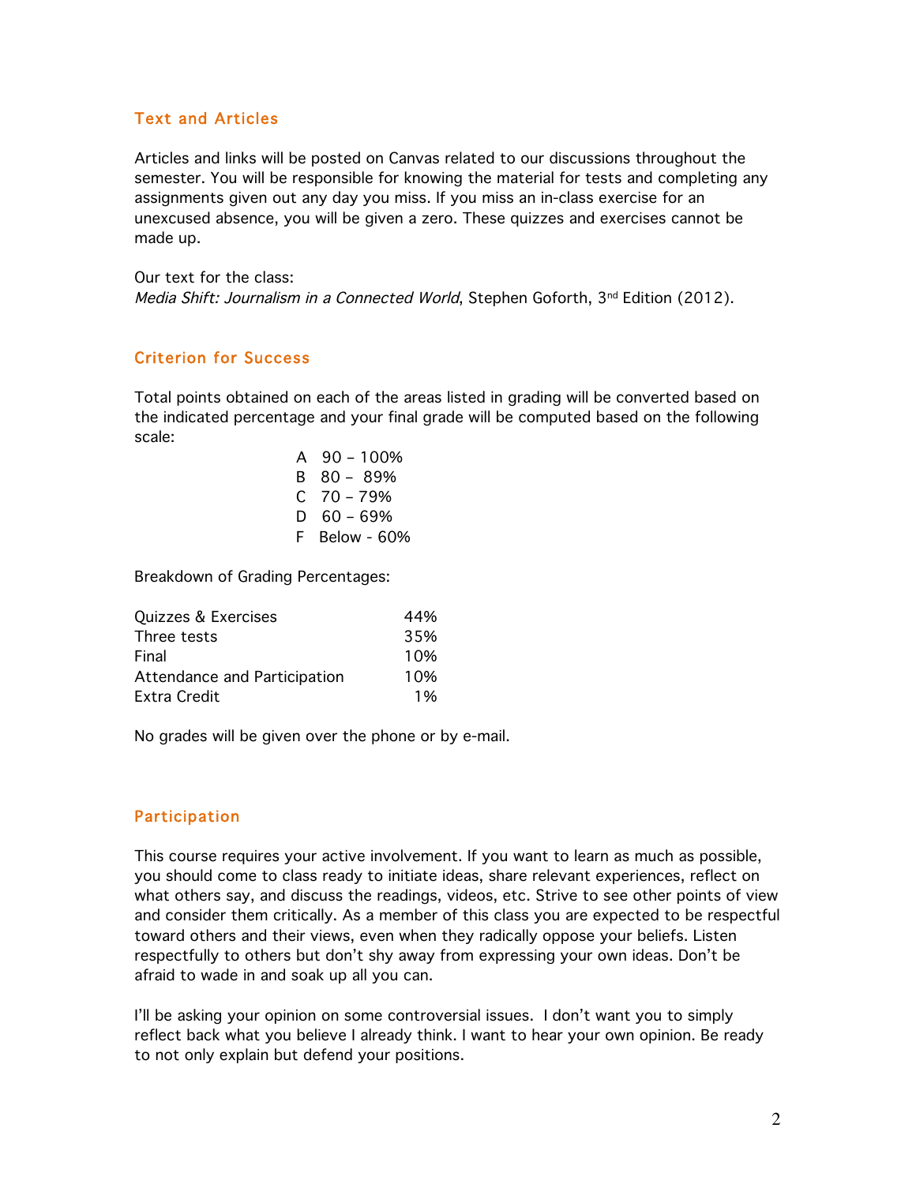## Text and Articles

Articles and links will be posted on Canvas related to our discussions throughout the semester. You will be responsible for knowing the material for tests and completing any assignments given out any day you miss. If you miss an in-class exercise for an unexcused absence, you will be given a zero. These quizzes and exercises cannot be made up.

Our text for the class:
*Media Shift: Journalism in a Connected World*, Stephen Goforth, 3rd Edition (2012).

## Criterion for Success

Total points obtained on each of the areas listed in grading will be converted based on the indicated percentage and your final grade will be computed based on the following scale:

A 90 – 100%
B 80 – 89%
C 70 – 79%
D 60 – 69%
F Below - 60%

Breakdown of Grading Percentages:

| | |
|---|---|
| Quizzes & Exercises | 44% |
| Three tests | 35% |
| Final | 10% |
| Attendance and Participation | 10% |
| Extra Credit | 1% |

No grades will be given over the phone or by e-mail.

## Participation

This course requires your active involvement. If you want to learn as much as possible, you should come to class ready to initiate ideas, share relevant experiences, reflect on what others say, and discuss the readings, videos, etc. Strive to see other points of view and consider them critically. As a member of this class you are expected to be respectful toward others and their views, even when they radically oppose your beliefs. Listen respectfully to others but don't shy away from expressing your own ideas. Don't be afraid to wade in and soak up all you can.

I'll be asking your opinion on some controversial issues. I don't want you to simply reflect back what you believe I already think. I want to hear your own opinion. Be ready to not only explain but defend your positions.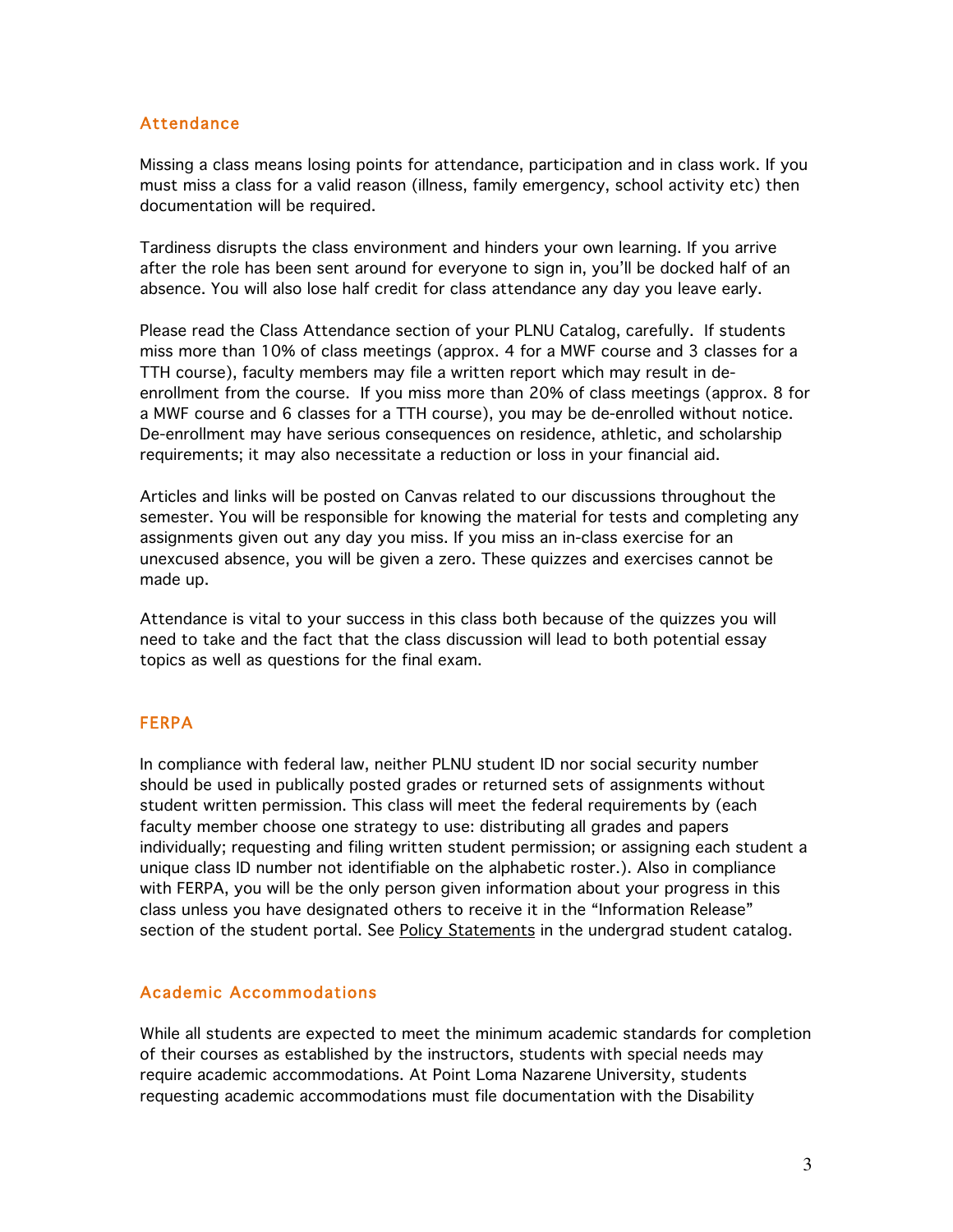## Attendance

Missing a class means losing points for attendance, participation and in class work. If you must miss a class for a valid reason (illness, family emergency, school activity etc) then documentation will be required.

Tardiness disrupts the class environment and hinders your own learning. If you arrive after the role has been sent around for everyone to sign in, you'll be docked half of an absence. You will also lose half credit for class attendance any day you leave early.

Please read the Class Attendance section of your PLNU Catalog, carefully. If students miss more than 10% of class meetings (approx. 4 for a MWF course and 3 classes for a TTH course), faculty members may file a written report which may result in de-enrollment from the course. If you miss more than 20% of class meetings (approx. 8 for a MWF course and 6 classes for a TTH course), you may be de-enrolled without notice. De-enrollment may have serious consequences on residence, athletic, and scholarship requirements; it may also necessitate a reduction or loss in your financial aid.

Articles and links will be posted on Canvas related to our discussions throughout the semester. You will be responsible for knowing the material for tests and completing any assignments given out any day you miss. If you miss an in-class exercise for an unexcused absence, you will be given a zero. These quizzes and exercises cannot be made up.

Attendance is vital to your success in this class both because of the quizzes you will need to take and the fact that the class discussion will lead to both potential essay topics as well as questions for the final exam.

## FERPA

In compliance with federal law, neither PLNU student ID nor social security number should be used in publically posted grades or returned sets of assignments without student written permission. This class will meet the federal requirements by (each faculty member choose one strategy to use: distributing all grades and papers individually; requesting and filing written student permission; or assigning each student a unique class ID number not identifiable on the alphabetic roster.). Also in compliance with FERPA, you will be the only person given information about your progress in this class unless you have designated others to receive it in the "Information Release" section of the student portal. See Policy Statements in the undergrad student catalog.

## Academic Accommodations

While all students are expected to meet the minimum academic standards for completion of their courses as established by the instructors, students with special needs may require academic accommodations. At Point Loma Nazarene University, students requesting academic accommodations must file documentation with the Disability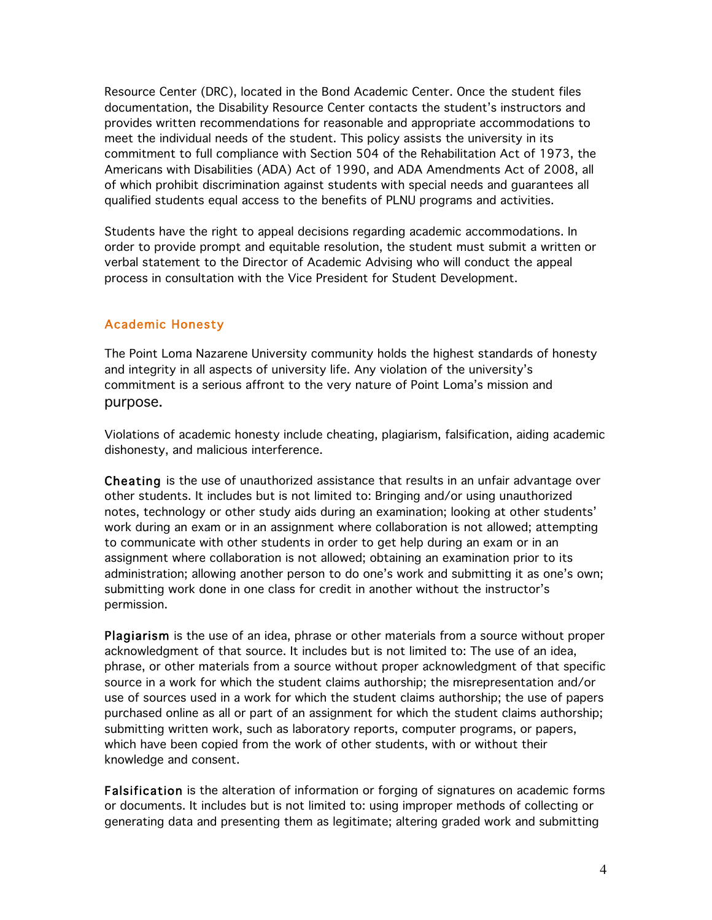Resource Center (DRC), located in the Bond Academic Center. Once the student files documentation, the Disability Resource Center contacts the student's instructors and provides written recommendations for reasonable and appropriate accommodations to meet the individual needs of the student. This policy assists the university in its commitment to full compliance with Section 504 of the Rehabilitation Act of 1973, the Americans with Disabilities (ADA) Act of 1990, and ADA Amendments Act of 2008, all of which prohibit discrimination against students with special needs and guarantees all qualified students equal access to the benefits of PLNU programs and activities.

Students have the right to appeal decisions regarding academic accommodations. In order to provide prompt and equitable resolution, the student must submit a written or verbal statement to the Director of Academic Advising who will conduct the appeal process in consultation with the Vice President for Student Development.

## Academic Honesty

The Point Loma Nazarene University community holds the highest standards of honesty and integrity in all aspects of university life. Any violation of the university's commitment is a serious affront to the very nature of Point Loma's mission and purpose.

Violations of academic honesty include cheating, plagiarism, falsification, aiding academic dishonesty, and malicious interference.

**Cheating** is the use of unauthorized assistance that results in an unfair advantage over other students. It includes but is not limited to: Bringing and/or using unauthorized notes, technology or other study aids during an examination; looking at other students' work during an exam or in an assignment where collaboration is not allowed; attempting to communicate with other students in order to get help during an exam or in an assignment where collaboration is not allowed; obtaining an examination prior to its administration; allowing another person to do one's work and submitting it as one's own; submitting work done in one class for credit in another without the instructor's permission.

**Plagiarism** is the use of an idea, phrase or other materials from a source without proper acknowledgment of that source. It includes but is not limited to: The use of an idea, phrase, or other materials from a source without proper acknowledgment of that specific source in a work for which the student claims authorship; the misrepresentation and/or use of sources used in a work for which the student claims authorship; the use of papers purchased online as all or part of an assignment for which the student claims authorship; submitting written work, such as laboratory reports, computer programs, or papers, which have been copied from the work of other students, with or without their knowledge and consent.

**Falsification** is the alteration of information or forging of signatures on academic forms or documents. It includes but is not limited to: using improper methods of collecting or generating data and presenting them as legitimate; altering graded work and submitting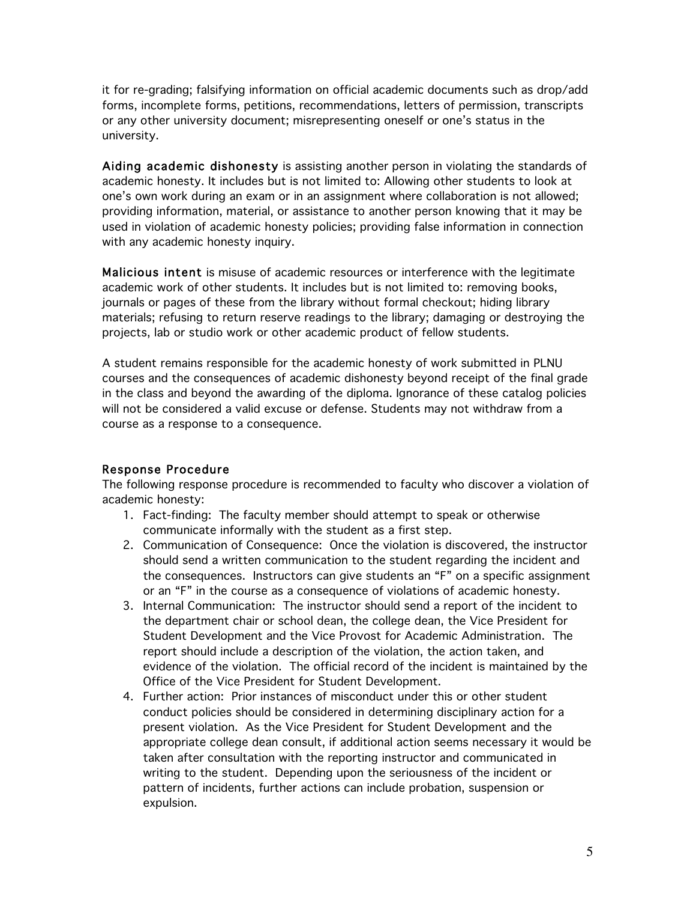it for re-grading; falsifying information on official academic documents such as drop/add forms, incomplete forms, petitions, recommendations, letters of permission, transcripts or any other university document; misrepresenting oneself or one's status in the university.

**Aiding academic dishonesty** is assisting another person in violating the standards of academic honesty. It includes but is not limited to: Allowing other students to look at one's own work during an exam or in an assignment where collaboration is not allowed; providing information, material, or assistance to another person knowing that it may be used in violation of academic honesty policies; providing false information in connection with any academic honesty inquiry.

**Malicious intent** is misuse of academic resources or interference with the legitimate academic work of other students. It includes but is not limited to: removing books, journals or pages of these from the library without formal checkout; hiding library materials; refusing to return reserve readings to the library; damaging or destroying the projects, lab or studio work or other academic product of fellow students.

A student remains responsible for the academic honesty of work submitted in PLNU courses and the consequences of academic dishonesty beyond receipt of the final grade in the class and beyond the awarding of the diploma. Ignorance of these catalog policies will not be considered a valid excuse or defense. Students may not withdraw from a course as a response to a consequence.

### Response Procedure

The following response procedure is recommended to faculty who discover a violation of academic honesty:

1. Fact-finding: The faculty member should attempt to speak or otherwise communicate informally with the student as a first step.
2. Communication of Consequence: Once the violation is discovered, the instructor should send a written communication to the student regarding the incident and the consequences. Instructors can give students an "F" on a specific assignment or an "F" in the course as a consequence of violations of academic honesty.
3. Internal Communication: The instructor should send a report of the incident to the department chair or school dean, the college dean, the Vice President for Student Development and the Vice Provost for Academic Administration. The report should include a description of the violation, the action taken, and evidence of the violation. The official record of the incident is maintained by the Office of the Vice President for Student Development.
4. Further action: Prior instances of misconduct under this or other student conduct policies should be considered in determining disciplinary action for a present violation. As the Vice President for Student Development and the appropriate college dean consult, if additional action seems necessary it would be taken after consultation with the reporting instructor and communicated in writing to the student. Depending upon the seriousness of the incident or pattern of incidents, further actions can include probation, suspension or expulsion.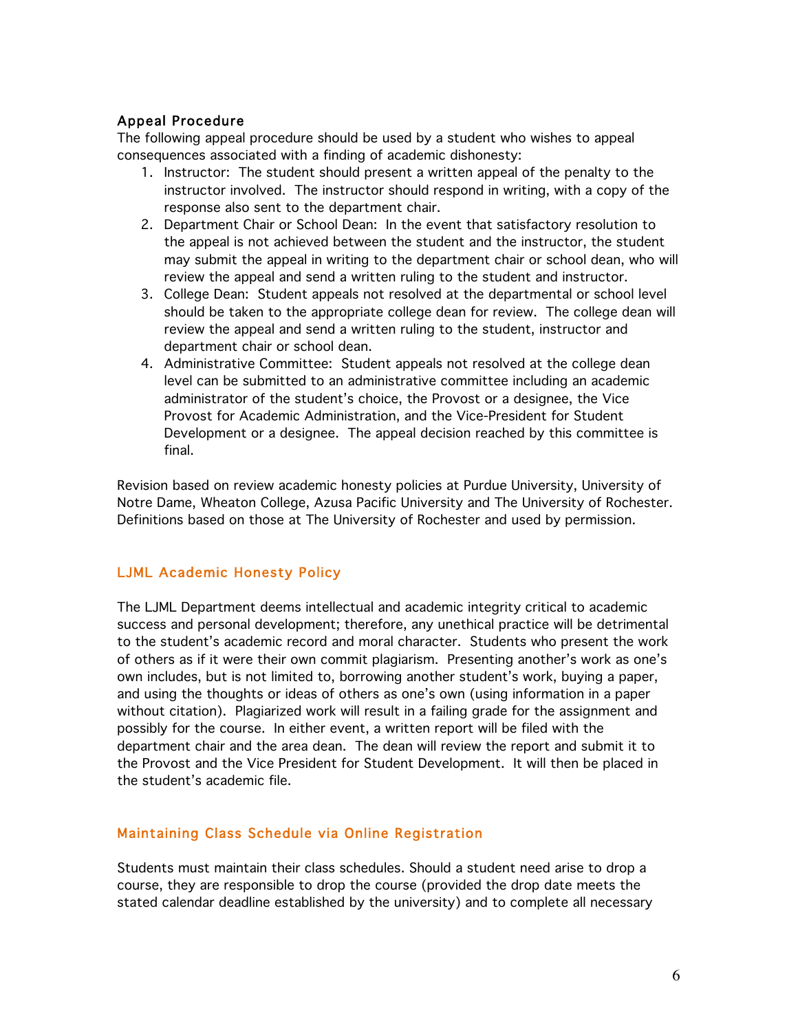### Appeal Procedure

The following appeal procedure should be used by a student who wishes to appeal consequences associated with a finding of academic dishonesty:

1. Instructor: The student should present a written appeal of the penalty to the instructor involved. The instructor should respond in writing, with a copy of the response also sent to the department chair.
2. Department Chair or School Dean: In the event that satisfactory resolution to the appeal is not achieved between the student and the instructor, the student may submit the appeal in writing to the department chair or school dean, who will review the appeal and send a written ruling to the student and instructor.
3. College Dean: Student appeals not resolved at the departmental or school level should be taken to the appropriate college dean for review. The college dean will review the appeal and send a written ruling to the student, instructor and department chair or school dean.
4. Administrative Committee: Student appeals not resolved at the college dean level can be submitted to an administrative committee including an academic administrator of the student's choice, the Provost or a designee, the Vice Provost for Academic Administration, and the Vice-President for Student Development or a designee. The appeal decision reached by this committee is final.

Revision based on review academic honesty policies at Purdue University, University of Notre Dame, Wheaton College, Azusa Pacific University and The University of Rochester. Definitions based on those at The University of Rochester and used by permission.

## LJML Academic Honesty Policy

The LJML Department deems intellectual and academic integrity critical to academic success and personal development; therefore, any unethical practice will be detrimental to the student's academic record and moral character. Students who present the work of others as if it were their own commit plagiarism. Presenting another's work as one's own includes, but is not limited to, borrowing another student's work, buying a paper, and using the thoughts or ideas of others as one's own (using information in a paper without citation). Plagiarized work will result in a failing grade for the assignment and possibly for the course. In either event, a written report will be filed with the department chair and the area dean. The dean will review the report and submit it to the Provost and the Vice President for Student Development. It will then be placed in the student's academic file.

## Maintaining Class Schedule via Online Registration

Students must maintain their class schedules. Should a student need arise to drop a course, they are responsible to drop the course (provided the drop date meets the stated calendar deadline established by the university) and to complete all necessary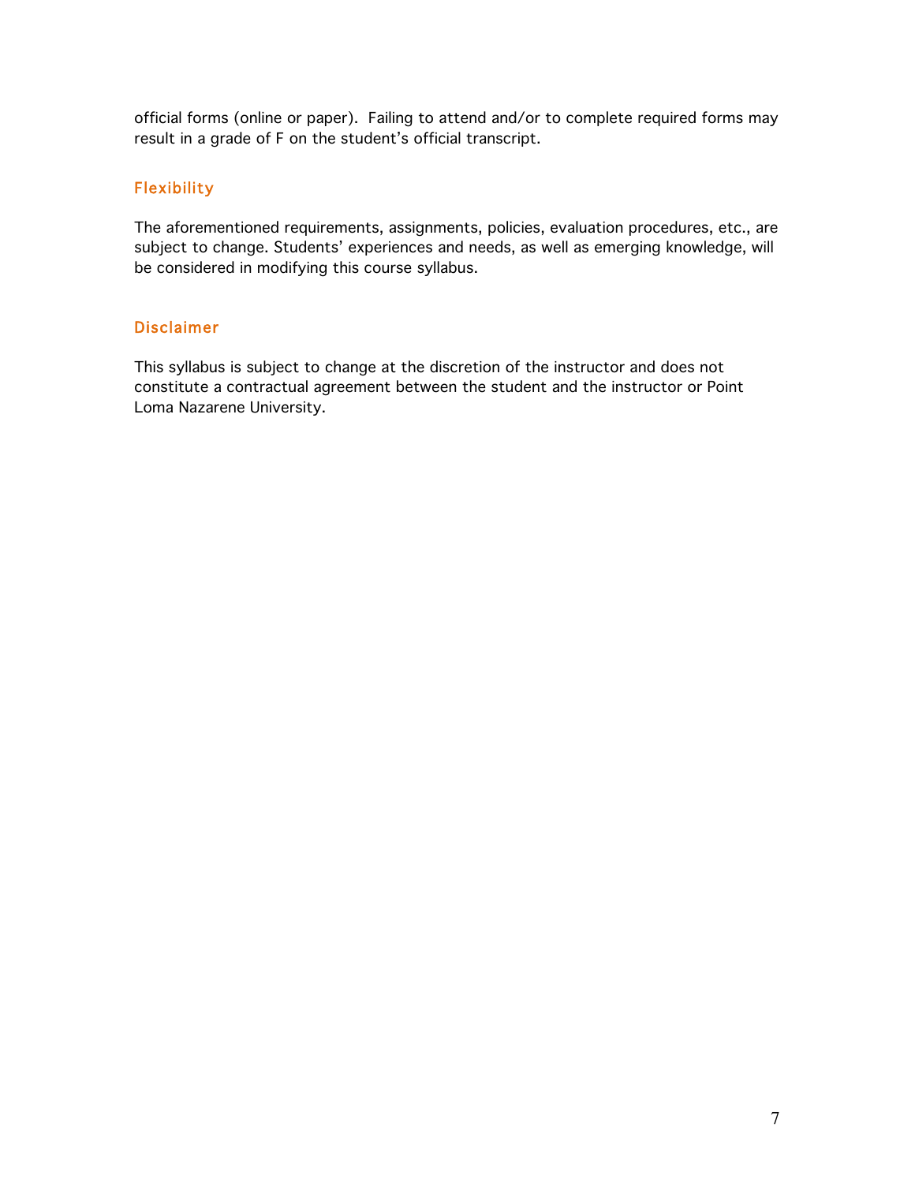official forms (online or paper). Failing to attend and/or to complete required forms may result in a grade of F on the student's official transcript.

### Flexibility

The aforementioned requirements, assignments, policies, evaluation procedures, etc., are subject to change. Students' experiences and needs, as well as emerging knowledge, will be considered in modifying this course syllabus.

### Disclaimer

This syllabus is subject to change at the discretion of the instructor and does not constitute a contractual agreement between the student and the instructor or Point Loma Nazarene University.